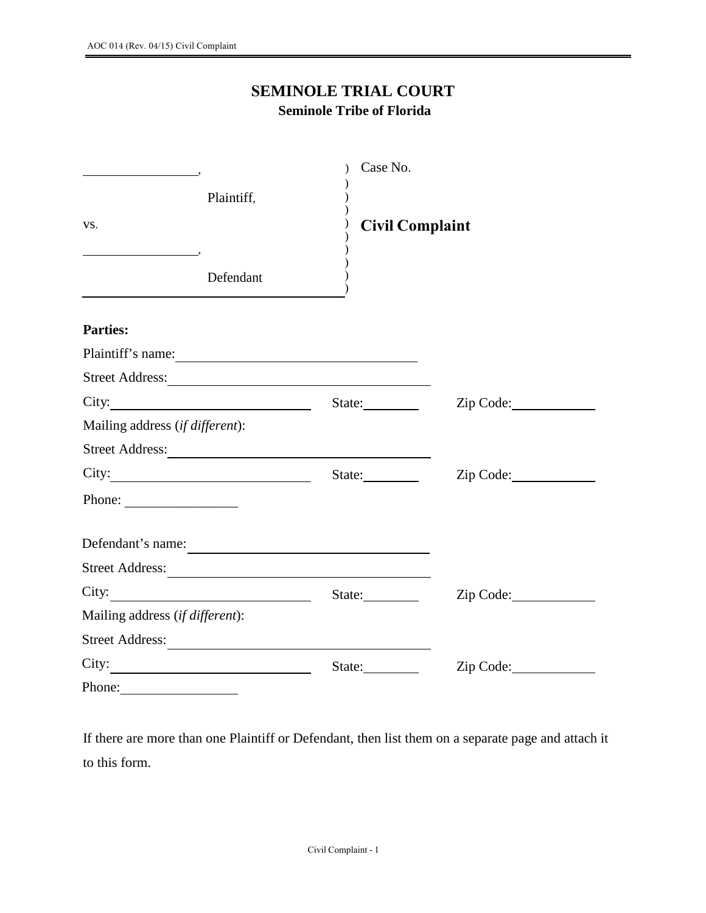# SEMINOLE TRIAL COURT
## Seminole Tribe of Florida

| | |
|---|---|
| ________________, | Case No. |
| Plaintiff, | |
| vs. | **Civil Complaint** |
| ________________, | |
| Defendant | |

**Parties:**

Plaintiff's name: ______________________________

Street Address: ______________________________

City: ________________________ State: ________ Zip Code: ____________

Mailing address (*if different*):

Street Address: ______________________________

City: ________________________ State: ________ Zip Code: ____________

Phone: ________________

Defendant's name: ______________________________

Street Address: ______________________________

City: ________________________ State: ________ Zip Code: ____________

Mailing address (*if different*):

Street Address: ______________________________

City: ________________________ State: ________ Zip Code: ____________

Phone: ________________

If there are more than one Plaintiff or Defendant, then list them on a separate page and attach it to this form.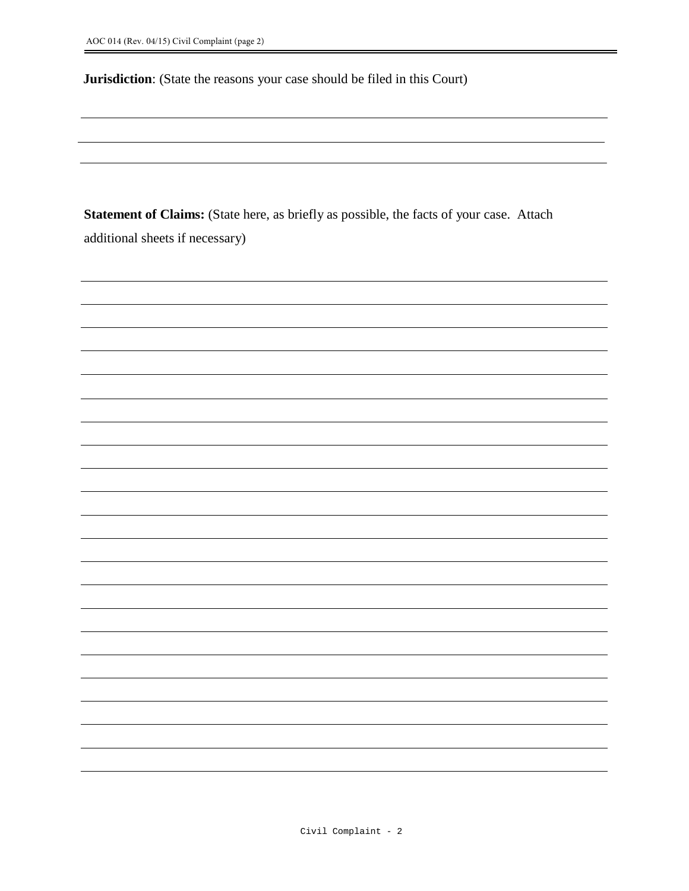**Jurisdiction**: (State the reasons your case should be filed in this Court)

\_\_\_\_\_\_\_\_\_\_\_\_\_\_\_\_\_\_\_\_\_\_\_\_\_\_\_\_\_\_\_\_\_\_\_\_\_\_\_\_\_\_\_\_\_\_\_\_\_\_\_\_\_\_\_\_\_\_\_\_\_\_\_\_\_\_\_\_\_\_\_\_

\_\_\_\_\_\_\_\_\_\_\_\_\_\_\_\_\_\_\_\_\_\_\_\_\_\_\_\_\_\_\_\_\_\_\_\_\_\_\_\_\_\_\_\_\_\_\_\_\_\_\_\_\_\_\_\_\_\_\_\_\_\_\_\_\_\_\_\_\_\_\_\_

\_\_\_\_\_\_\_\_\_\_\_\_\_\_\_\_\_\_\_\_\_\_\_\_\_\_\_\_\_\_\_\_\_\_\_\_\_\_\_\_\_\_\_\_\_\_\_\_\_\_\_\_\_\_\_\_\_\_\_\_\_\_\_\_\_\_\_\_\_\_\_\_

**Statement of Claims:** (State here, as briefly as possible, the facts of your case. Attach additional sheets if necessary)

\_\_\_\_\_\_\_\_\_\_\_\_\_\_\_\_\_\_\_\_\_\_\_\_\_\_\_\_\_\_\_\_\_\_\_\_\_\_\_\_\_\_\_\_\_\_\_\_\_\_\_\_\_\_\_\_\_\_\_\_\_\_\_\_\_\_\_\_\_\_\_\_

\_\_\_\_\_\_\_\_\_\_\_\_\_\_\_\_\_\_\_\_\_\_\_\_\_\_\_\_\_\_\_\_\_\_\_\_\_\_\_\_\_\_\_\_\_\_\_\_\_\_\_\_\_\_\_\_\_\_\_\_\_\_\_\_\_\_\_\_\_\_\_\_

\_\_\_\_\_\_\_\_\_\_\_\_\_\_\_\_\_\_\_\_\_\_\_\_\_\_\_\_\_\_\_\_\_\_\_\_\_\_\_\_\_\_\_\_\_\_\_\_\_\_\_\_\_\_\_\_\_\_\_\_\_\_\_\_\_\_\_\_\_\_\_\_

\_\_\_\_\_\_\_\_\_\_\_\_\_\_\_\_\_\_\_\_\_\_\_\_\_\_\_\_\_\_\_\_\_\_\_\_\_\_\_\_\_\_\_\_\_\_\_\_\_\_\_\_\_\_\_\_\_\_\_\_\_\_\_\_\_\_\_\_\_\_\_\_

\_\_\_\_\_\_\_\_\_\_\_\_\_\_\_\_\_\_\_\_\_\_\_\_\_\_\_\_\_\_\_\_\_\_\_\_\_\_\_\_\_\_\_\_\_\_\_\_\_\_\_\_\_\_\_\_\_\_\_\_\_\_\_\_\_\_\_\_\_\_\_\_

\_\_\_\_\_\_\_\_\_\_\_\_\_\_\_\_\_\_\_\_\_\_\_\_\_\_\_\_\_\_\_\_\_\_\_\_\_\_\_\_\_\_\_\_\_\_\_\_\_\_\_\_\_\_\_\_\_\_\_\_\_\_\_\_\_\_\_\_\_\_\_\_

\_\_\_\_\_\_\_\_\_\_\_\_\_\_\_\_\_\_\_\_\_\_\_\_\_\_\_\_\_\_\_\_\_\_\_\_\_\_\_\_\_\_\_\_\_\_\_\_\_\_\_\_\_\_\_\_\_\_\_\_\_\_\_\_\_\_\_\_\_\_\_\_

\_\_\_\_\_\_\_\_\_\_\_\_\_\_\_\_\_\_\_\_\_\_\_\_\_\_\_\_\_\_\_\_\_\_\_\_\_\_\_\_\_\_\_\_\_\_\_\_\_\_\_\_\_\_\_\_\_\_\_\_\_\_\_\_\_\_\_\_\_\_\_\_

\_\_\_\_\_\_\_\_\_\_\_\_\_\_\_\_\_\_\_\_\_\_\_\_\_\_\_\_\_\_\_\_\_\_\_\_\_\_\_\_\_\_\_\_\_\_\_\_\_\_\_\_\_\_\_\_\_\_\_\_\_\_\_\_\_\_\_\_\_\_\_\_

\_\_\_\_\_\_\_\_\_\_\_\_\_\_\_\_\_\_\_\_\_\_\_\_\_\_\_\_\_\_\_\_\_\_\_\_\_\_\_\_\_\_\_\_\_\_\_\_\_\_\_\_\_\_\_\_\_\_\_\_\_\_\_\_\_\_\_\_\_\_\_\_

\_\_\_\_\_\_\_\_\_\_\_\_\_\_\_\_\_\_\_\_\_\_\_\_\_\_\_\_\_\_\_\_\_\_\_\_\_\_\_\_\_\_\_\_\_\_\_\_\_\_\_\_\_\_\_\_\_\_\_\_\_\_\_\_\_\_\_\_\_\_\_\_

\_\_\_\_\_\_\_\_\_\_\_\_\_\_\_\_\_\_\_\_\_\_\_\_\_\_\_\_\_\_\_\_\_\_\_\_\_\_\_\_\_\_\_\_\_\_\_\_\_\_\_\_\_\_\_\_\_\_\_\_\_\_\_\_\_\_\_\_\_\_\_\_

\_\_\_\_\_\_\_\_\_\_\_\_\_\_\_\_\_\_\_\_\_\_\_\_\_\_\_\_\_\_\_\_\_\_\_\_\_\_\_\_\_\_\_\_\_\_\_\_\_\_\_\_\_\_\_\_\_\_\_\_\_\_\_\_\_\_\_\_\_\_\_\_

\_\_\_\_\_\_\_\_\_\_\_\_\_\_\_\_\_\_\_\_\_\_\_\_\_\_\_\_\_\_\_\_\_\_\_\_\_\_\_\_\_\_\_\_\_\_\_\_\_\_\_\_\_\_\_\_\_\_\_\_\_\_\_\_\_\_\_\_\_\_\_\_

\_\_\_\_\_\_\_\_\_\_\_\_\_\_\_\_\_\_\_\_\_\_\_\_\_\_\_\_\_\_\_\_\_\_\_\_\_\_\_\_\_\_\_\_\_\_\_\_\_\_\_\_\_\_\_\_\_\_\_\_\_\_\_\_\_\_\_\_\_\_\_\_

\_\_\_\_\_\_\_\_\_\_\_\_\_\_\_\_\_\_\_\_\_\_\_\_\_\_\_\_\_\_\_\_\_\_\_\_\_\_\_\_\_\_\_\_\_\_\_\_\_\_\_\_\_\_\_\_\_\_\_\_\_\_\_\_\_\_\_\_\_\_\_\_

\_\_\_\_\_\_\_\_\_\_\_\_\_\_\_\_\_\_\_\_\_\_\_\_\_\_\_\_\_\_\_\_\_\_\_\_\_\_\_\_\_\_\_\_\_\_\_\_\_\_\_\_\_\_\_\_\_\_\_\_\_\_\_\_\_\_\_\_\_\_\_\_

\_\_\_\_\_\_\_\_\_\_\_\_\_\_\_\_\_\_\_\_\_\_\_\_\_\_\_\_\_\_\_\_\_\_\_\_\_\_\_\_\_\_\_\_\_\_\_\_\_\_\_\_\_\_\_\_\_\_\_\_\_\_\_\_\_\_\_\_\_\_\_\_

\_\_\_\_\_\_\_\_\_\_\_\_\_\_\_\_\_\_\_\_\_\_\_\_\_\_\_\_\_\_\_\_\_\_\_\_\_\_\_\_\_\_\_\_\_\_\_\_\_\_\_\_\_\_\_\_\_\_\_\_\_\_\_\_\_\_\_\_\_\_\_\_

\_\_\_\_\_\_\_\_\_\_\_\_\_\_\_\_\_\_\_\_\_\_\_\_\_\_\_\_\_\_\_\_\_\_\_\_\_\_\_\_\_\_\_\_\_\_\_\_\_\_\_\_\_\_\_\_\_\_\_\_\_\_\_\_\_\_\_\_\_\_\_\_

\_\_\_\_\_\_\_\_\_\_\_\_\_\_\_\_\_\_\_\_\_\_\_\_\_\_\_\_\_\_\_\_\_\_\_\_\_\_\_\_\_\_\_\_\_\_\_\_\_\_\_\_\_\_\_\_\_\_\_\_\_\_\_\_\_\_\_\_\_\_\_\_

\_\_\_\_\_\_\_\_\_\_\_\_\_\_\_\_\_\_\_\_\_\_\_\_\_\_\_\_\_\_\_\_\_\_\_\_\_\_\_\_\_\_\_\_\_\_\_\_\_\_\_\_\_\_\_\_\_\_\_\_\_\_\_\_\_\_\_\_\_\_\_\_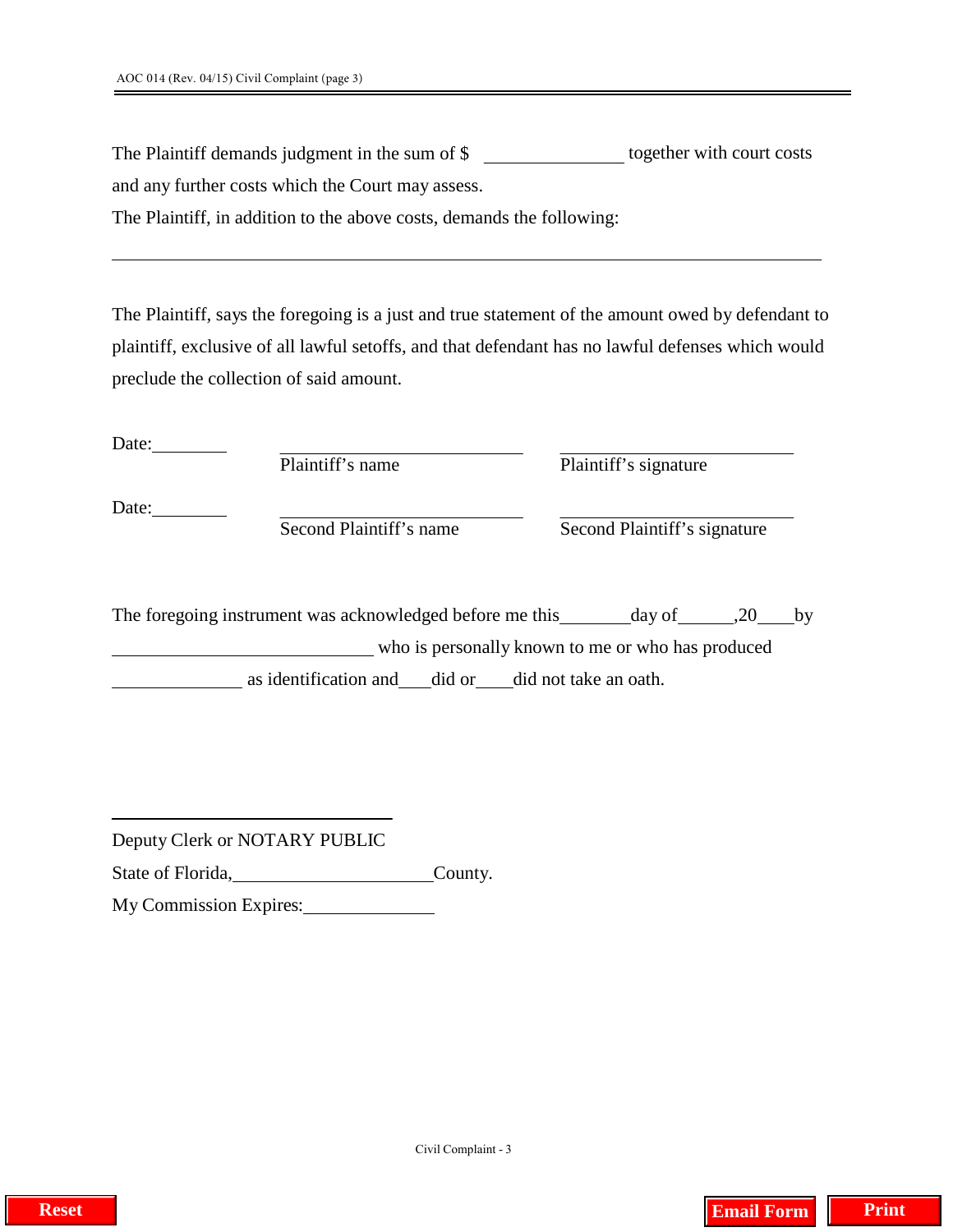The Plaintiff demands judgment in the sum of $ _______________ together with court costs and any further costs which the Court may assess.

The Plaintiff, in addition to the above costs, demands the following:

_______________________________________________________________________________

The Plaintiff, says the foregoing is a just and true statement of the amount owed by defendant to plaintiff, exclusive of all lawful setoffs, and that defendant has no lawful defenses which would preclude the collection of said amount.

| | | |
|---|---|---|
| Date:________ | ___________________________ Plaintiff's name | ___________________________ Plaintiff's signature |
| Date:________ | ___________________________ Second Plaintiff's name | ___________________________ Second Plaintiff's signature |

The foregoing instrument was acknowledged before me this________day of______,20____by _____________________________ who is personally known to me or who has produced ______________ as identification and___did or____did not take an oath.

_______________________________

Deputy Clerk or NOTARY PUBLIC

State of Florida,______________________County.

My Commission Expires:______________

Reset

Email Form

Print